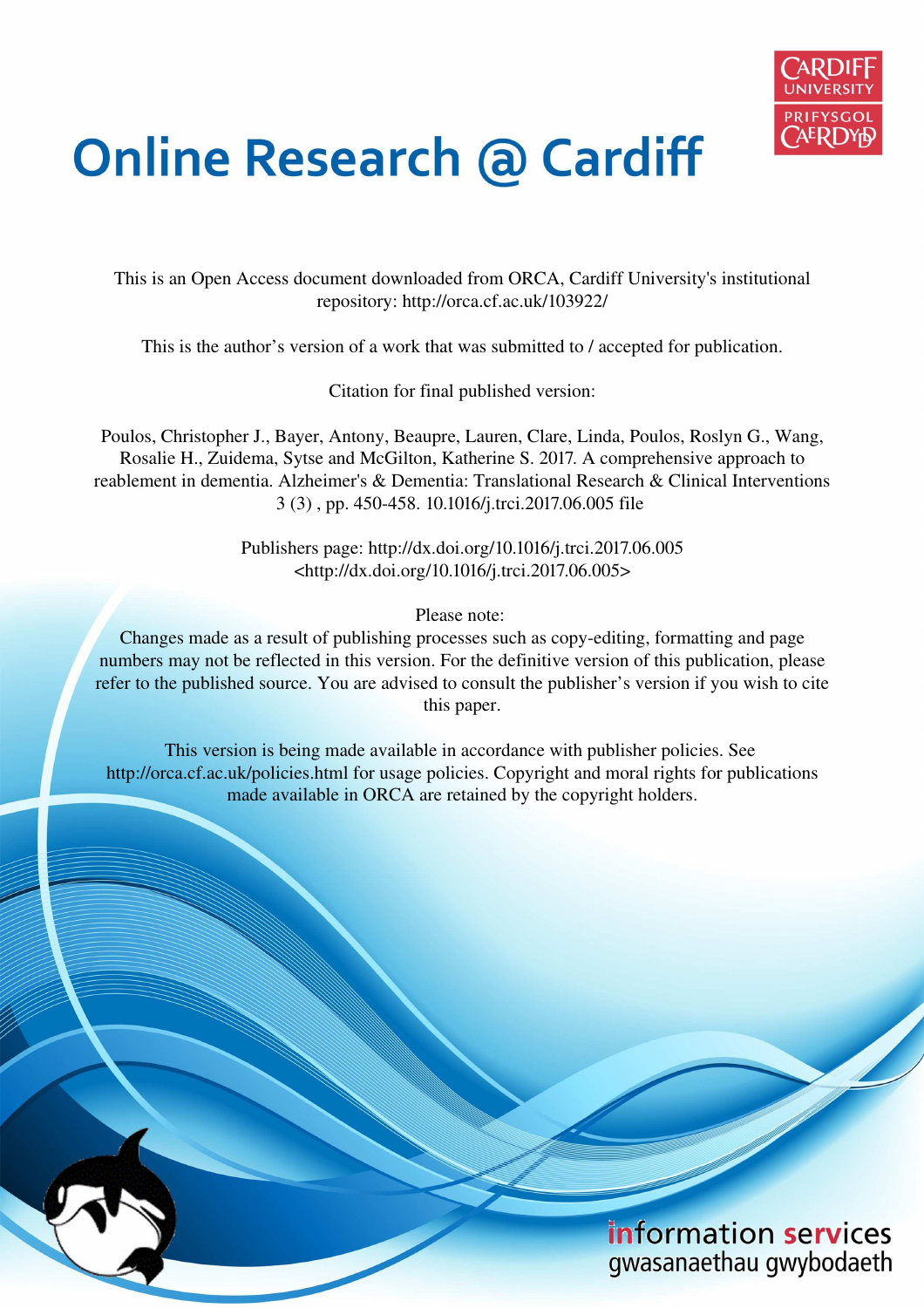# Online Research @ Cardiff

This is an Open Access document downloaded from ORCA, Cardiff University's institutional repository: http://orca.cf.ac.uk/103922/

This is the author's version of a work that was submitted to / accepted for publication.

Citation for final published version:

Poulos, Christopher J., Bayer, Antony, Beaupre, Lauren, Clare, Linda, Poulos, Roslyn G., Wang, Rosalie H., Zuidema, Sytse and McGilton, Katherine S. 2017. A comprehensive approach to reablement in dementia. Alzheimer's & Dementia: Translational Research & Clinical Interventions 3 (3) , pp. 450-458. 10.1016/j.trci.2017.06.005 file

Publishers page: http://dx.doi.org/10.1016/j.trci.2017.06.005 <http://dx.doi.org/10.1016/j.trci.2017.06.005>

Please note:
Changes made as a result of publishing processes such as copy-editing, formatting and page numbers may not be reflected in this version. For the definitive version of this publication, please refer to the published source. You are advised to consult the publisher's version if you wish to cite this paper.

This version is being made available in accordance with publisher policies. See http://orca.cf.ac.uk/policies.html for usage policies. Copyright and moral rights for publications made available in ORCA are retained by the copyright holders.

information services
gwasanaethau gwybodaeth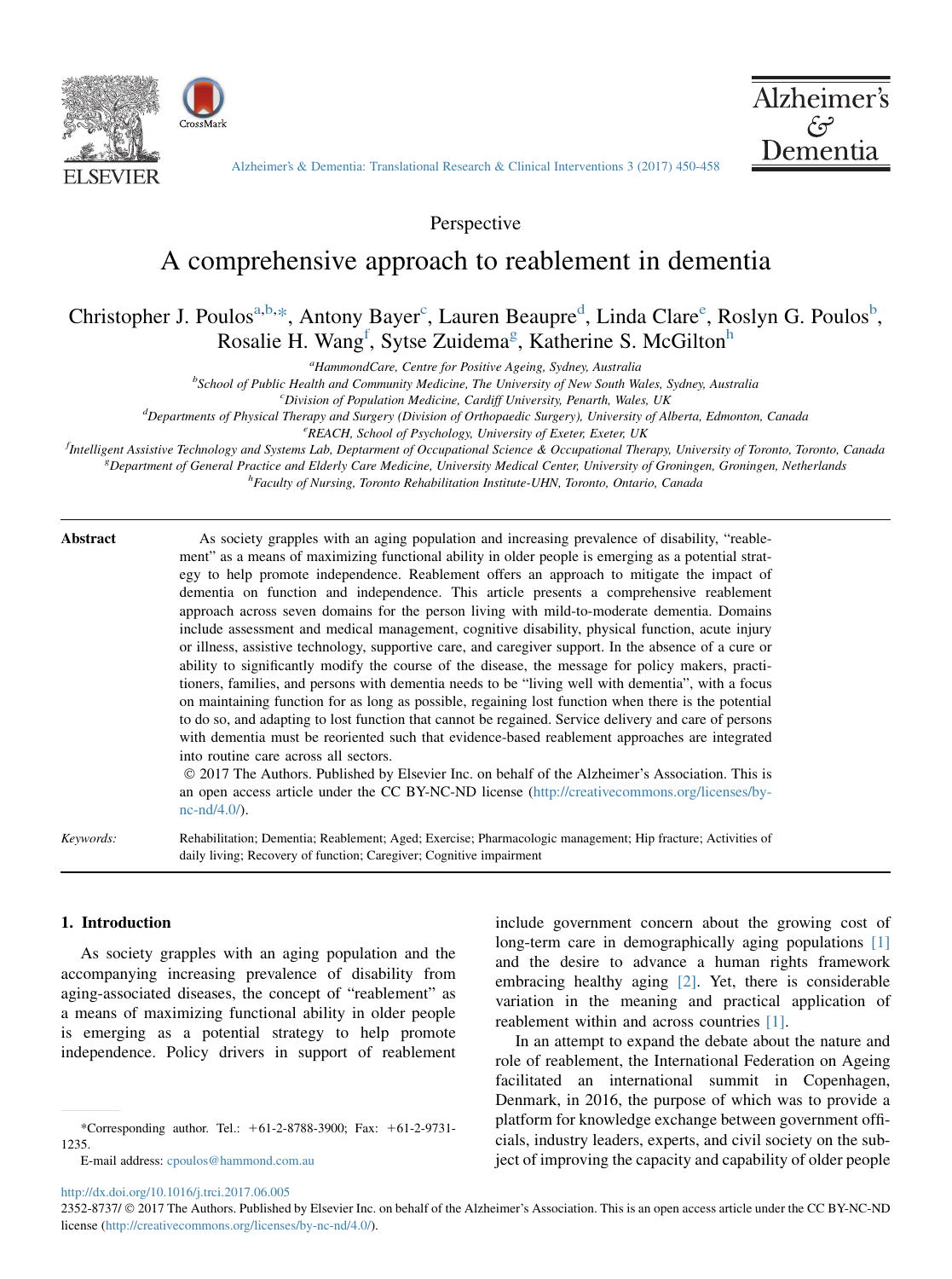Perspective

# A comprehensive approach to reablement in dementia

Christopher J. Poulos[a,b,*], Antony Bayer[c], Lauren Beaupre[d], Linda Clare[e], Roslyn G. Poulos[b], Rosalie H. Wang[f], Sytse Zuidema[g], Katherine S. McGilton[h]

[a]*HammondCare, Centre for Positive Ageing, Sydney, Australia*

[b]*School of Public Health and Community Medicine, The University of New South Wales, Sydney, Australia*

[c]*Division of Population Medicine, Cardiff University, Penarth, Wales, UK*

[d]*Departments of Physical Therapy and Surgery (Division of Orthopaedic Surgery), University of Alberta, Edmonton, Canada*

[e]*REACH, School of Psychology, University of Exeter, Exeter, UK*

[f]*Intelligent Assistive Technology and Systems Lab, Deptarment of Occupational Science & Occupational Therapy, University of Toronto, Toronto, Canada*

[g]*Department of General Practice and Elderly Care Medicine, University Medical Center, University of Groningen, Groningen, Netherlands*

[h]*Faculty of Nursing, Toronto Rehabilitation Institute-UHN, Toronto, Ontario, Canada*

**Abstract**

As society grapples with an aging population and increasing prevalence of disability, "reablement" as a means of maximizing functional ability in older people is emerging as a potential strategy to help promote independence. Reablement offers an approach to mitigate the impact of dementia on function and independence. This article presents a comprehensive reablement approach across seven domains for the person living with mild-to-moderate dementia. Domains include assessment and medical management, cognitive disability, physical function, acute injury or illness, assistive technology, supportive care, and caregiver support. In the absence of a cure or ability to significantly modify the course of the disease, the message for policy makers, practitioners, families, and persons with dementia needs to be "living well with dementia", with a focus on maintaining function for as long as possible, regaining lost function when there is the potential to do so, and adapting to lost function that cannot be regained. Service delivery and care of persons with dementia must be reoriented such that evidence-based reablement approaches are integrated into routine care across all sectors.

© 2017 The Authors. Published by Elsevier Inc. on behalf of the Alzheimer's Association. This is an open access article under the CC BY-NC-ND license (http://creativecommons.org/licenses/by-nc-nd/4.0/).

*Keywords:* Rehabilitation; Dementia; Reablement; Aged; Exercise; Pharmacologic management; Hip fracture; Activities of daily living; Recovery of function; Caregiver; Cognitive impairment

## 1. Introduction

As society grapples with an aging population and the accompanying increasing prevalence of disability from aging-associated diseases, the concept of "reablement" as a means of maximizing functional ability in older people is emerging as a potential strategy to help promote independence. Policy drivers in support of reablement include government concern about the growing cost of long-term care in demographically aging populations [1] and the desire to advance a human rights framework embracing healthy aging [2]. Yet, there is considerable variation in the meaning and practical application of reablement within and across countries [1].

In an attempt to expand the debate about the nature and role of reablement, the International Federation on Ageing facilitated an international summit in Copenhagen, Denmark, in 2016, the purpose of which was to provide a platform for knowledge exchange between government officials, industry leaders, experts, and civil society on the subject of improving the capacity and capability of older people

*Corresponding author. Tel.: +61-2-8788-3900; Fax: +61-2-9731-1235.

E-mail address: cpoulos@hammond.com.au

http://dx.doi.org/10.1016/j.trci.2017.06.005

2352-8737/ © 2017 The Authors. Published by Elsevier Inc. on behalf of the Alzheimer's Association. This is an open access article under the CC BY-NC-ND license (http://creativecommons.org/licenses/by-nc-nd/4.0/).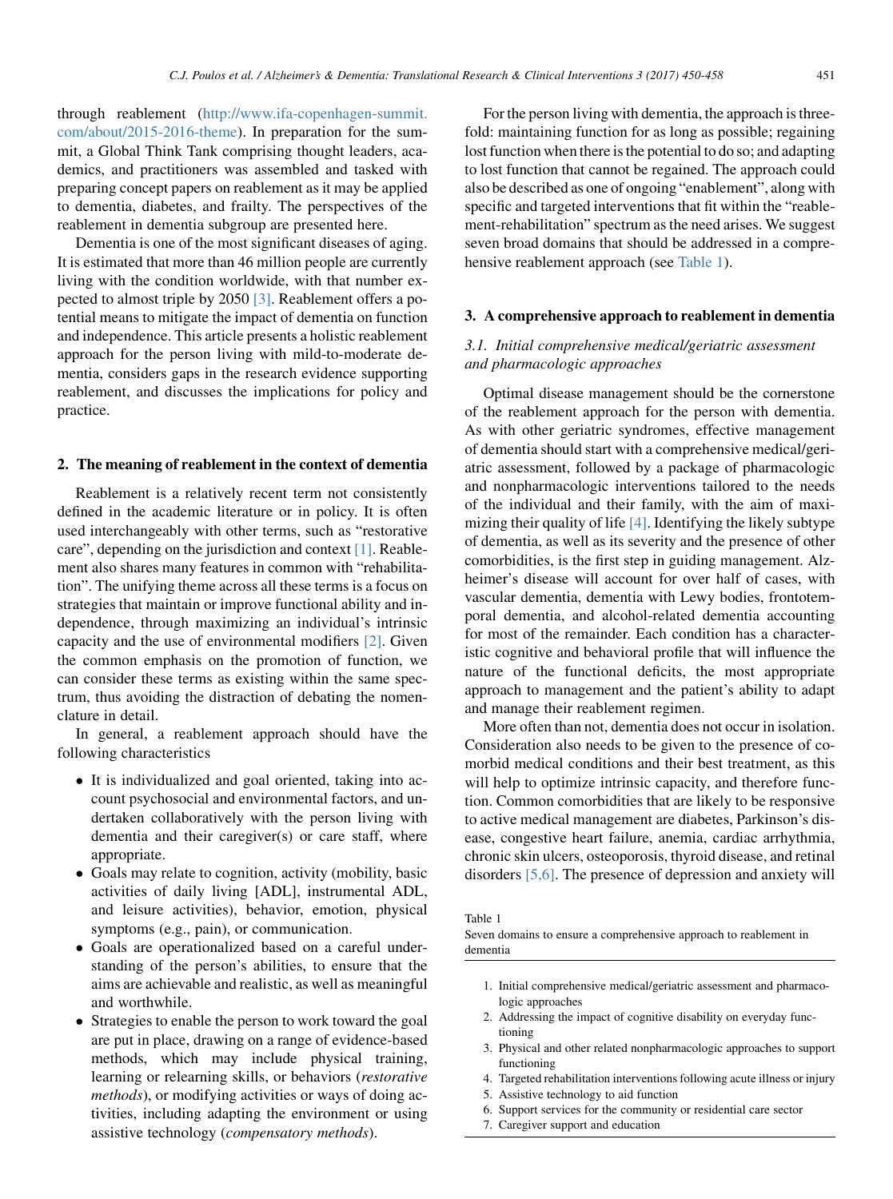through reablement (http://www.ifa-copenhagen-summit.com/about/2015-2016-theme). In preparation for the summit, a Global Think Tank comprising thought leaders, academics, and practitioners was assembled and tasked with preparing concept papers on reablement as it may be applied to dementia, diabetes, and frailty. The perspectives of the reablement in dementia subgroup are presented here.

Dementia is one of the most significant diseases of aging. It is estimated that more than 46 million people are currently living with the condition worldwide, with that number expected to almost triple by 2050 [3]. Reablement offers a potential means to mitigate the impact of dementia on function and independence. This article presents a holistic reablement approach for the person living with mild-to-moderate dementia, considers gaps in the research evidence supporting reablement, and discusses the implications for policy and practice.

## 2. The meaning of reablement in the context of dementia

Reablement is a relatively recent term not consistently defined in the academic literature or in policy. It is often used interchangeably with other terms, such as "restorative care", depending on the jurisdiction and context [1]. Reablement also shares many features in common with "rehabilitation". The unifying theme across all these terms is a focus on strategies that maintain or improve functional ability and independence, through maximizing an individual's intrinsic capacity and the use of environmental modifiers [2]. Given the common emphasis on the promotion of function, we can consider these terms as existing within the same spectrum, thus avoiding the distraction of debating the nomenclature in detail.

In general, a reablement approach should have the following characteristics

- It is individualized and goal oriented, taking into account psychosocial and environmental factors, and undertaken collaboratively with the person living with dementia and their caregiver(s) or care staff, where appropriate.
- Goals may relate to cognition, activity (mobility, basic activities of daily living [ADL], instrumental ADL, and leisure activities), behavior, emotion, physical symptoms (e.g., pain), or communication.
- Goals are operationalized based on a careful understanding of the person's abilities, to ensure that the aims are achievable and realistic, as well as meaningful and worthwhile.
- Strategies to enable the person to work toward the goal are put in place, drawing on a range of evidence-based methods, which may include physical training, learning or relearning skills, or behaviors (*restorative methods*), or modifying activities or ways of doing activities, including adapting the environment or using assistive technology (*compensatory methods*).

For the person living with dementia, the approach is threefold: maintaining function for as long as possible; regaining lost function when there is the potential to do so; and adapting to lost function that cannot be regained. The approach could also be described as one of ongoing "enablement", along with specific and targeted interventions that fit within the "reablement-rehabilitation" spectrum as the need arises. We suggest seven broad domains that should be addressed in a comprehensive reablement approach (see Table 1).

Table 1
Seven domains to ensure a comprehensive approach to reablement in dementia

1. Initial comprehensive medical/geriatric assessment and pharmacologic approaches
2. Addressing the impact of cognitive disability on everyday functioning
3. Physical and other related nonpharmacologic approaches to support functioning
4. Targeted rehabilitation interventions following acute illness or injury
5. Assistive technology to aid function
6. Support services for the community or residential care sector
7. Caregiver support and education

## 3. A comprehensive approach to reablement in dementia

### 3.1. Initial comprehensive medical/geriatric assessment and pharmacologic approaches

Optimal disease management should be the cornerstone of the reablement approach for the person with dementia. As with other geriatric syndromes, effective management of dementia should start with a comprehensive medical/geriatric assessment, followed by a package of pharmacologic and nonpharmacologic interventions tailored to the needs of the individual and their family, with the aim of maximizing their quality of life [4]. Identifying the likely subtype of dementia, as well as its severity and the presence of other comorbidities, is the first step in guiding management. Alzheimer's disease will account for over half of cases, with vascular dementia, dementia with Lewy bodies, frontotemporal dementia, and alcohol-related dementia accounting for most of the remainder. Each condition has a characteristic cognitive and behavioral profile that will influence the nature of the functional deficits, the most appropriate approach to management and the patient's ability to adapt and manage their reablement regimen.

More often than not, dementia does not occur in isolation. Consideration also needs to be given to the presence of comorbid medical conditions and their best treatment, as this will help to optimize intrinsic capacity, and therefore function. Common comorbidities that are likely to be responsive to active medical management are diabetes, Parkinson's disease, congestive heart failure, anemia, cardiac arrhythmia, chronic skin ulcers, osteoporosis, thyroid disease, and retinal disorders [5,6]. The presence of depression and anxiety will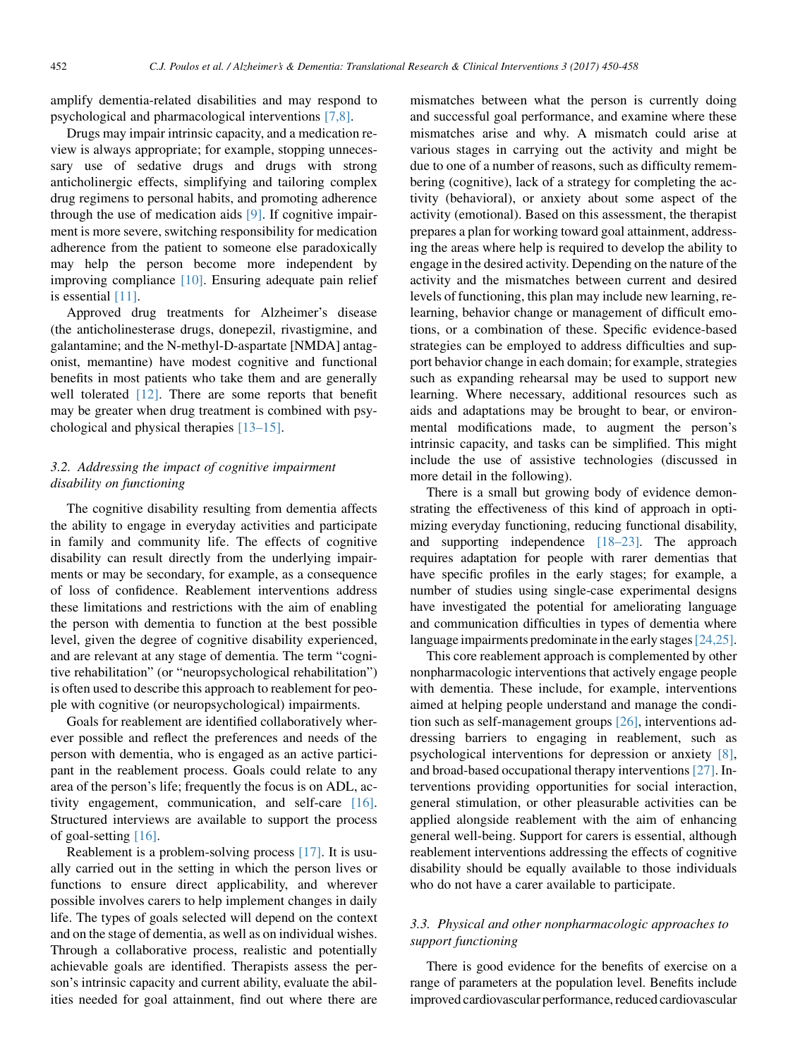amplify dementia-related disabilities and may respond to psychological and pharmacological interventions [7,8].

Drugs may impair intrinsic capacity, and a medication review is always appropriate; for example, stopping unnecessary use of sedative drugs and drugs with strong anticholinergic effects, simplifying and tailoring complex drug regimens to personal habits, and promoting adherence through the use of medication aids [9]. If cognitive impairment is more severe, switching responsibility for medication adherence from the patient to someone else paradoxically may help the person become more independent by improving compliance [10]. Ensuring adequate pain relief is essential [11].

Approved drug treatments for Alzheimer's disease (the anticholinesterase drugs, donepezil, rivastigmine, and galantamine; and the N-methyl-D-aspartate [NMDA] antagonist, memantine) have modest cognitive and functional benefits in most patients who take them and are generally well tolerated [12]. There are some reports that benefit may be greater when drug treatment is combined with psychological and physical therapies [13–15].

### 3.2. Addressing the impact of cognitive impairment disability on functioning

The cognitive disability resulting from dementia affects the ability to engage in everyday activities and participate in family and community life. The effects of cognitive disability can result directly from the underlying impairments or may be secondary, for example, as a consequence of loss of confidence. Reablement interventions address these limitations and restrictions with the aim of enabling the person with dementia to function at the best possible level, given the degree of cognitive disability experienced, and are relevant at any stage of dementia. The term "cognitive rehabilitation" (or "neuropsychological rehabilitation") is often used to describe this approach to reablement for people with cognitive (or neuropsychological) impairments.

Goals for reablement are identified collaboratively wherever possible and reflect the preferences and needs of the person with dementia, who is engaged as an active participant in the reablement process. Goals could relate to any area of the person's life; frequently the focus is on ADL, activity engagement, communication, and self-care [16]. Structured interviews are available to support the process of goal-setting [16].

Reablement is a problem-solving process [17]. It is usually carried out in the setting in which the person lives or functions to ensure direct applicability, and wherever possible involves carers to help implement changes in daily life. The types of goals selected will depend on the context and on the stage of dementia, as well as on individual wishes. Through a collaborative process, realistic and potentially achievable goals are identified. Therapists assess the person's intrinsic capacity and current ability, evaluate the abilities needed for goal attainment, find out where there are mismatches between what the person is currently doing and successful goal performance, and examine where these mismatches arise and why. A mismatch could arise at various stages in carrying out the activity and might be due to one of a number of reasons, such as difficulty remembering (cognitive), lack of a strategy for completing the activity (behavioral), or anxiety about some aspect of the activity (emotional). Based on this assessment, the therapist prepares a plan for working toward goal attainment, addressing the areas where help is required to develop the ability to engage in the desired activity. Depending on the nature of the activity and the mismatches between current and desired levels of functioning, this plan may include new learning, relearning, behavior change or management of difficult emotions, or a combination of these. Specific evidence-based strategies can be employed to address difficulties and support behavior change in each domain; for example, strategies such as expanding rehearsal may be used to support new learning. Where necessary, additional resources such as aids and adaptations may be brought to bear, or environmental modifications made, to augment the person's intrinsic capacity, and tasks can be simplified. This might include the use of assistive technologies (discussed in more detail in the following).

There is a small but growing body of evidence demonstrating the effectiveness of this kind of approach in optimizing everyday functioning, reducing functional disability, and supporting independence [18–23]. The approach requires adaptation for people with rarer dementias that have specific profiles in the early stages; for example, a number of studies using single-case experimental designs have investigated the potential for ameliorating language and communication difficulties in types of dementia where language impairments predominate in the early stages [24,25].

This core reablement approach is complemented by other nonpharmacologic interventions that actively engage people with dementia. These include, for example, interventions aimed at helping people understand and manage the condition such as self-management groups [26], interventions addressing barriers to engaging in reablement, such as psychological interventions for depression or anxiety [8], and broad-based occupational therapy interventions [27]. Interventions providing opportunities for social interaction, general stimulation, or other pleasurable activities can be applied alongside reablement with the aim of enhancing general well-being. Support for carers is essential, although reablement interventions addressing the effects of cognitive disability should be equally available to those individuals who do not have a carer available to participate.

### 3.3. Physical and other nonpharmacologic approaches to support functioning

There is good evidence for the benefits of exercise on a range of parameters at the population level. Benefits include improved cardiovascular performance, reduced cardiovascular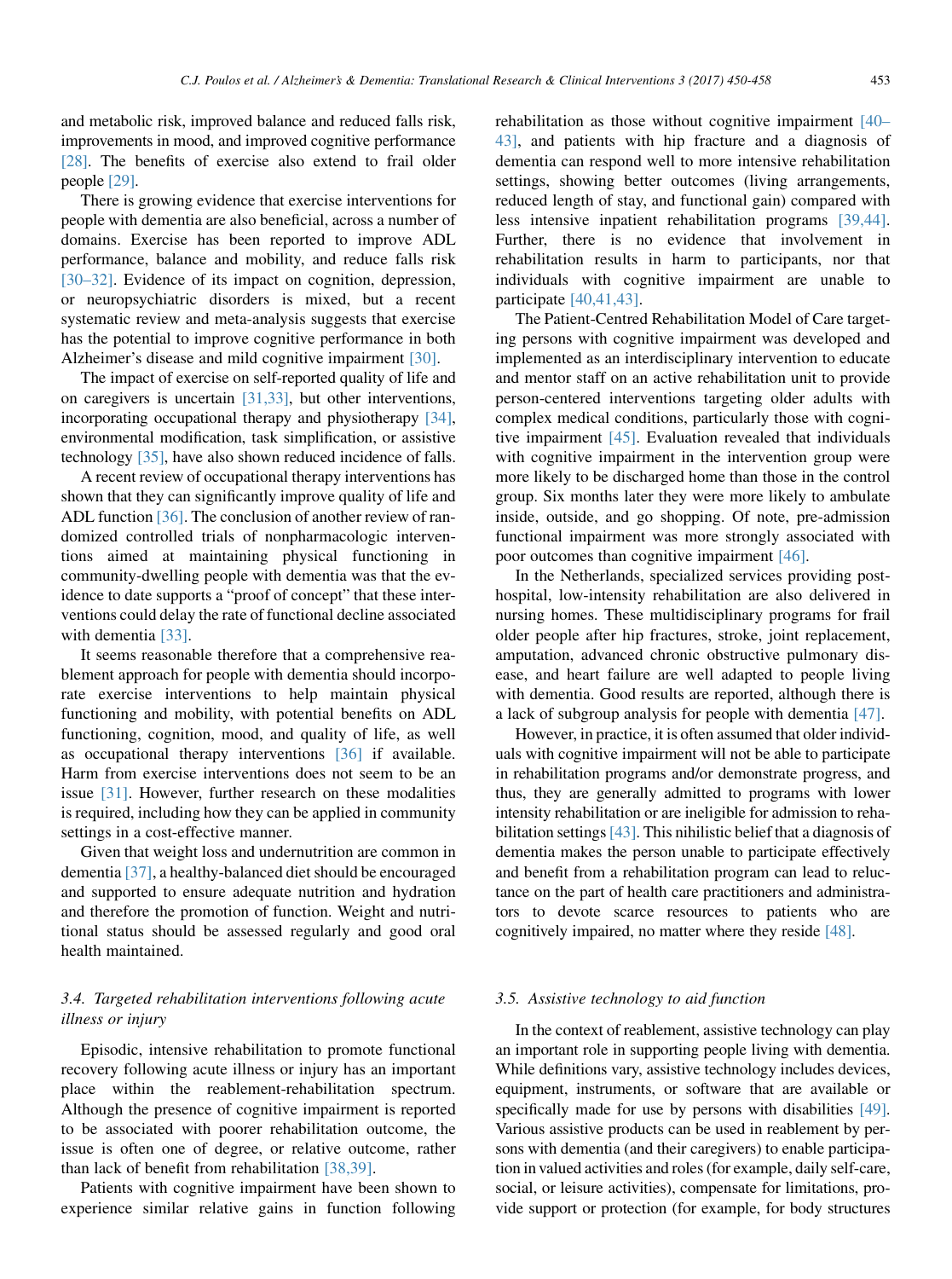and metabolic risk, improved balance and reduced falls risk, improvements in mood, and improved cognitive performance [28]. The benefits of exercise also extend to frail older people [29].

There is growing evidence that exercise interventions for people with dementia are also beneficial, across a number of domains. Exercise has been reported to improve ADL performance, balance and mobility, and reduce falls risk [30–32]. Evidence of its impact on cognition, depression, or neuropsychiatric disorders is mixed, but a recent systematic review and meta-analysis suggests that exercise has the potential to improve cognitive performance in both Alzheimer's disease and mild cognitive impairment [30].

The impact of exercise on self-reported quality of life and on caregivers is uncertain [31,33], but other interventions, incorporating occupational therapy and physiotherapy [34], environmental modification, task simplification, or assistive technology [35], have also shown reduced incidence of falls.

A recent review of occupational therapy interventions has shown that they can significantly improve quality of life and ADL function [36]. The conclusion of another review of randomized controlled trials of nonpharmacologic interventions aimed at maintaining physical functioning in community-dwelling people with dementia was that the evidence to date supports a "proof of concept" that these interventions could delay the rate of functional decline associated with dementia [33].

It seems reasonable therefore that a comprehensive reablement approach for people with dementia should incorporate exercise interventions to help maintain physical functioning and mobility, with potential benefits on ADL functioning, cognition, mood, and quality of life, as well as occupational therapy interventions [36] if available. Harm from exercise interventions does not seem to be an issue [31]. However, further research on these modalities is required, including how they can be applied in community settings in a cost-effective manner.

Given that weight loss and undernutrition are common in dementia [37], a healthy-balanced diet should be encouraged and supported to ensure adequate nutrition and hydration and therefore the promotion of function. Weight and nutritional status should be assessed regularly and good oral health maintained.

### 3.4. Targeted rehabilitation interventions following acute illness or injury

Episodic, intensive rehabilitation to promote functional recovery following acute illness or injury has an important place within the reablement-rehabilitation spectrum. Although the presence of cognitive impairment is reported to be associated with poorer rehabilitation outcome, the issue is often one of degree, or relative outcome, rather than lack of benefit from rehabilitation [38,39].

Patients with cognitive impairment have been shown to experience similar relative gains in function following rehabilitation as those without cognitive impairment [40–43], and patients with hip fracture and a diagnosis of dementia can respond well to more intensive rehabilitation settings, showing better outcomes (living arrangements, reduced length of stay, and functional gain) compared with less intensive inpatient rehabilitation programs [39,44]. Further, there is no evidence that involvement in rehabilitation results in harm to participants, nor that individuals with cognitive impairment are unable to participate [40,41,43].

The Patient-Centred Rehabilitation Model of Care targeting persons with cognitive impairment was developed and implemented as an interdisciplinary intervention to educate and mentor staff on an active rehabilitation unit to provide person-centered interventions targeting older adults with complex medical conditions, particularly those with cognitive impairment [45]. Evaluation revealed that individuals with cognitive impairment in the intervention group were more likely to be discharged home than those in the control group. Six months later they were more likely to ambulate inside, outside, and go shopping. Of note, pre-admission functional impairment was more strongly associated with poor outcomes than cognitive impairment [46].

In the Netherlands, specialized services providing post-hospital, low-intensity rehabilitation are also delivered in nursing homes. These multidisciplinary programs for frail older people after hip fractures, stroke, joint replacement, amputation, advanced chronic obstructive pulmonary disease, and heart failure are well adapted to people living with dementia. Good results are reported, although there is a lack of subgroup analysis for people with dementia [47].

However, in practice, it is often assumed that older individuals with cognitive impairment will not be able to participate in rehabilitation programs and/or demonstrate progress, and thus, they are generally admitted to programs with lower intensity rehabilitation or are ineligible for admission to rehabilitation settings [43]. This nihilistic belief that a diagnosis of dementia makes the person unable to participate effectively and benefit from a rehabilitation program can lead to reluctance on the part of health care practitioners and administrators to devote scarce resources to patients who are cognitively impaired, no matter where they reside [48].

### 3.5. Assistive technology to aid function

In the context of reablement, assistive technology can play an important role in supporting people living with dementia. While definitions vary, assistive technology includes devices, equipment, instruments, or software that are available or specifically made for use by persons with disabilities [49]. Various assistive products can be used in reablement by persons with dementia (and their caregivers) to enable participation in valued activities and roles (for example, daily self-care, social, or leisure activities), compensate for limitations, provide support or protection (for example, for body structures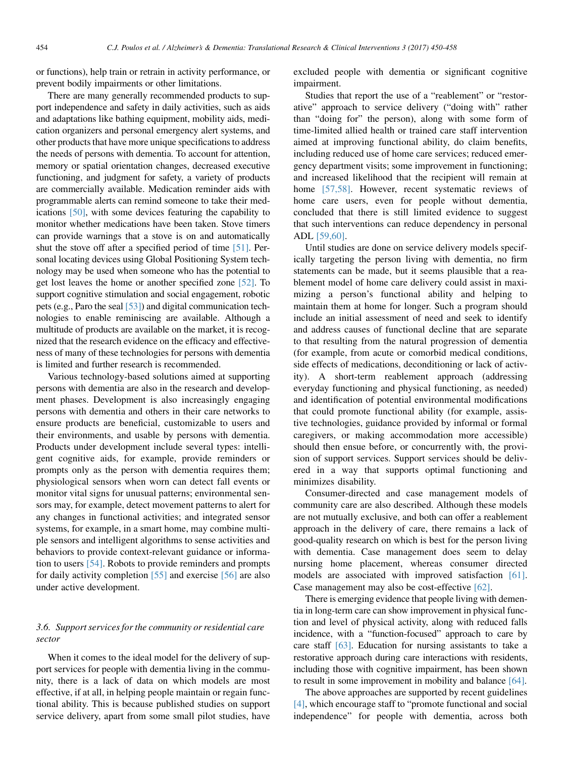or functions), help train or retrain in activity performance, or prevent bodily impairments or other limitations.

There are many generally recommended products to support independence and safety in daily activities, such as aids and adaptations like bathing equipment, mobility aids, medication organizers and personal emergency alert systems, and other products that have more unique specifications to address the needs of persons with dementia. To account for attention, memory or spatial orientation changes, decreased executive functioning, and judgment for safety, a variety of products are commercially available. Medication reminder aids with programmable alerts can remind someone to take their medications [50], with some devices featuring the capability to monitor whether medications have been taken. Stove timers can provide warnings that a stove is on and automatically shut the stove off after a specified period of time [51]. Personal locating devices using Global Positioning System technology may be used when someone who has the potential to get lost leaves the home or another specified zone [52]. To support cognitive stimulation and social engagement, robotic pets (e.g., Paro the seal [53]) and digital communication technologies to enable reminiscing are available. Although a multitude of products are available on the market, it is recognized that the research evidence on the efficacy and effectiveness of many of these technologies for persons with dementia is limited and further research is recommended.

Various technology-based solutions aimed at supporting persons with dementia are also in the research and development phases. Development is also increasingly engaging persons with dementia and others in their care networks to ensure products are beneficial, customizable to users and their environments, and usable by persons with dementia. Products under development include several types: intelligent cognitive aids, for example, provide reminders or prompts only as the person with dementia requires them; physiological sensors when worn can detect fall events or monitor vital signs for unusual patterns; environmental sensors may, for example, detect movement patterns to alert for any changes in functional activities; and integrated sensor systems, for example, in a smart home, may combine multiple sensors and intelligent algorithms to sense activities and behaviors to provide context-relevant guidance or information to users [54]. Robots to provide reminders and prompts for daily activity completion [55] and exercise [56] are also under active development.

### 3.6. Support services for the community or residential care sector

When it comes to the ideal model for the delivery of support services for people with dementia living in the community, there is a lack of data on which models are most effective, if at all, in helping people maintain or regain functional ability. This is because published studies on support service delivery, apart from some small pilot studies, have excluded people with dementia or significant cognitive impairment.

Studies that report the use of a "reablement" or "restorative" approach to service delivery ("doing with" rather than "doing for" the person), along with some form of time-limited allied health or trained care staff intervention aimed at improving functional ability, do claim benefits, including reduced use of home care services; reduced emergency department visits; some improvement in functioning; and increased likelihood that the recipient will remain at home [57,58]. However, recent systematic reviews of home care users, even for people without dementia, concluded that there is still limited evidence to suggest that such interventions can reduce dependency in personal ADL [59,60].

Until studies are done on service delivery models specifically targeting the person living with dementia, no firm statements can be made, but it seems plausible that a reablement model of home care delivery could assist in maximizing a person's functional ability and helping to maintain them at home for longer. Such a program should include an initial assessment of need and seek to identify and address causes of functional decline that are separate to that resulting from the natural progression of dementia (for example, from acute or comorbid medical conditions, side effects of medications, deconditioning or lack of activity). A short-term reablement approach (addressing everyday functioning and physical functioning, as needed) and identification of potential environmental modifications that could promote functional ability (for example, assistive technologies, guidance provided by informal or formal caregivers, or making accommodation more accessible) should then ensue before, or concurrently with, the provision of support services. Support services should be delivered in a way that supports optimal functioning and minimizes disability.

Consumer-directed and case management models of community care are also described. Although these models are not mutually exclusive, and both can offer a reablement approach in the delivery of care, there remains a lack of good-quality research on which is best for the person living with dementia. Case management does seem to delay nursing home placement, whereas consumer directed models are associated with improved satisfaction [61]. Case management may also be cost-effective [62].

There is emerging evidence that people living with dementia in long-term care can show improvement in physical function and level of physical activity, along with reduced falls incidence, with a "function-focused" approach to care by care staff [63]. Education for nursing assistants to take a restorative approach during care interactions with residents, including those with cognitive impairment, has been shown to result in some improvement in mobility and balance [64].

The above approaches are supported by recent guidelines [4], which encourage staff to "promote functional and social independence" for people with dementia, across both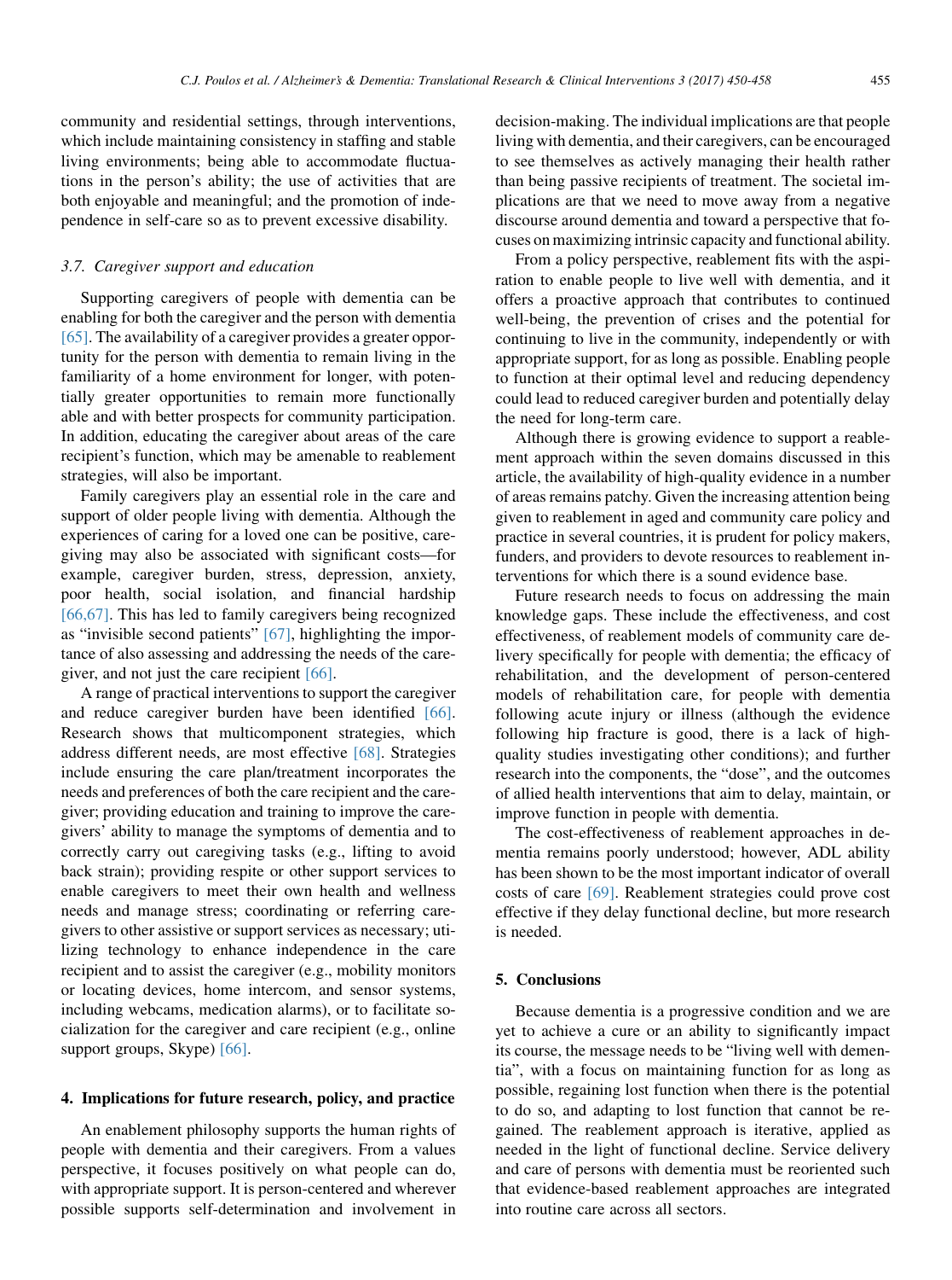community and residential settings, through interventions, which include maintaining consistency in staffing and stable living environments; being able to accommodate fluctuations in the person's ability; the use of activities that are both enjoyable and meaningful; and the promotion of independence in self-care so as to prevent excessive disability.

### 3.7. Caregiver support and education

Supporting caregivers of people with dementia can be enabling for both the caregiver and the person with dementia [65]. The availability of a caregiver provides a greater opportunity for the person with dementia to remain living in the familiarity of a home environment for longer, with potentially greater opportunities to remain more functionally able and with better prospects for community participation. In addition, educating the caregiver about areas of the care recipient's function, which may be amenable to reablement strategies, will also be important.

Family caregivers play an essential role in the care and support of older people living with dementia. Although the experiences of caring for a loved one can be positive, caregiving may also be associated with significant costs—for example, caregiver burden, stress, depression, anxiety, poor health, social isolation, and financial hardship [66,67]. This has led to family caregivers being recognized as "invisible second patients" [67], highlighting the importance of also assessing and addressing the needs of the caregiver, and not just the care recipient [66].

A range of practical interventions to support the caregiver and reduce caregiver burden have been identified [66]. Research shows that multicomponent strategies, which address different needs, are most effective [68]. Strategies include ensuring the care plan/treatment incorporates the needs and preferences of both the care recipient and the caregiver; providing education and training to improve the caregivers' ability to manage the symptoms of dementia and to correctly carry out caregiving tasks (e.g., lifting to avoid back strain); providing respite or other support services to enable caregivers to meet their own health and wellness needs and manage stress; coordinating or referring caregivers to other assistive or support services as necessary; utilizing technology to enhance independence in the care recipient and to assist the caregiver (e.g., mobility monitors or locating devices, home intercom, and sensor systems, including webcams, medication alarms), or to facilitate socialization for the caregiver and care recipient (e.g., online support groups, Skype) [66].

## 4. Implications for future research, policy, and practice

An enablement philosophy supports the human rights of people with dementia and their caregivers. From a values perspective, it focuses positively on what people can do, with appropriate support. It is person-centered and wherever possible supports self-determination and involvement in decision-making. The individual implications are that people living with dementia, and their caregivers, can be encouraged to see themselves as actively managing their health rather than being passive recipients of treatment. The societal implications are that we need to move away from a negative discourse around dementia and toward a perspective that focuses on maximizing intrinsic capacity and functional ability.

From a policy perspective, reablement fits with the aspiration to enable people to live well with dementia, and it offers a proactive approach that contributes to continued well-being, the prevention of crises and the potential for continuing to live in the community, independently or with appropriate support, for as long as possible. Enabling people to function at their optimal level and reducing dependency could lead to reduced caregiver burden and potentially delay the need for long-term care.

Although there is growing evidence to support a reablement approach within the seven domains discussed in this article, the availability of high-quality evidence in a number of areas remains patchy. Given the increasing attention being given to reablement in aged and community care policy and practice in several countries, it is prudent for policy makers, funders, and providers to devote resources to reablement interventions for which there is a sound evidence base.

Future research needs to focus on addressing the main knowledge gaps. These include the effectiveness, and cost effectiveness, of reablement models of community care delivery specifically for people with dementia; the efficacy of rehabilitation, and the development of person-centered models of rehabilitation care, for people with dementia following acute injury or illness (although the evidence following hip fracture is good, there is a lack of high-quality studies investigating other conditions); and further research into the components, the "dose", and the outcomes of allied health interventions that aim to delay, maintain, or improve function in people with dementia.

The cost-effectiveness of reablement approaches in dementia remains poorly understood; however, ADL ability has been shown to be the most important indicator of overall costs of care [69]. Reablement strategies could prove cost effective if they delay functional decline, but more research is needed.

## 5. Conclusions

Because dementia is a progressive condition and we are yet to achieve a cure or an ability to significantly impact its course, the message needs to be "living well with dementia", with a focus on maintaining function for as long as possible, regaining lost function when there is the potential to do so, and adapting to lost function that cannot be regained. The reablement approach is iterative, applied as needed in the light of functional decline. Service delivery and care of persons with dementia must be reoriented such that evidence-based reablement approaches are integrated into routine care across all sectors.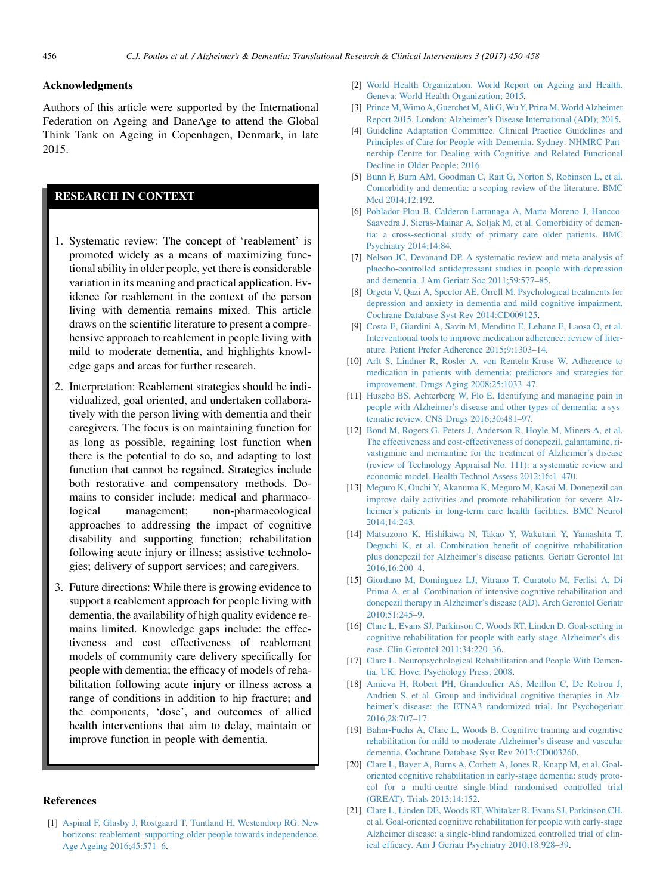## Acknowledgments

Authors of this article were supported by the International Federation on Ageing and DaneAge to attend the Global Think Tank on Ageing in Copenhagen, Denmark, in late 2015.

## RESEARCH IN CONTEXT

1. Systematic review: The concept of 'reablement' is promoted widely as a means of maximizing functional ability in older people, yet there is considerable variation in its meaning and practical application. Evidence for reablement in the context of the person living with dementia remains mixed. This article draws on the scientific literature to present a comprehensive approach to reablement in people living with mild to moderate dementia, and highlights knowledge gaps and areas for further research.
2. Interpretation: Reablement strategies should be individualized, goal oriented, and undertaken collaboratively with the person living with dementia and their caregivers. The focus is on maintaining function for as long as possible, regaining lost function when there is the potential to do so, and adapting to lost function that cannot be regained. Strategies include both restorative and compensatory methods. Domains to consider include: medical and pharmacological management; non-pharmacological approaches to addressing the impact of cognitive disability and supporting function; rehabilitation following acute injury or illness; assistive technologies; delivery of support services; and caregivers.
3. Future directions: While there is growing evidence to support a reablement approach for people living with dementia, the availability of high quality evidence remains limited. Knowledge gaps include: the effectiveness and cost effectiveness of reablement models of community care delivery specifically for people with dementia; the efficacy of models of rehabilitation following acute injury or illness across a range of conditions in addition to hip fracture; and the components, 'dose', and outcomes of allied health interventions that aim to delay, maintain or improve function in people with dementia.

## References

[1] Aspinal F, Glasby J, Rostgaard T, Tuntland H, Westendorp RG. New horizons: reablement–supporting older people towards independence. Age Ageing 2016;45:571–6.

[2] World Health Organization. World Report on Ageing and Health. Geneva: World Health Organization; 2015.

[3] Prince M, Wimo A, Guerchet M, Ali G, Wu Y, Prina M. World Alzheimer Report 2015. London: Alzheimer's Disease International (ADI); 2015.

[4] Guideline Adaptation Committee. Clinical Practice Guidelines and Principles of Care for People with Dementia. Sydney: NHMRC Partnership Centre for Dealing with Cognitive and Related Functional Decline in Older People; 2016.

[5] Bunn F, Burn AM, Goodman C, Rait G, Norton S, Robinson L, et al. Comorbidity and dementia: a scoping review of the literature. BMC Med 2014;12:192.

[6] Poblador-Plou B, Calderon-Larranaga A, Marta-Moreno J, Hancco-Saavedra J, Sicras-Mainar A, Soljak M, et al. Comorbidity of dementia: a cross-sectional study of primary care older patients. BMC Psychiatry 2014;14:84.

[7] Nelson JC, Devanand DP. A systematic review and meta-analysis of placebo-controlled antidepressant studies in people with depression and dementia. J Am Geriatr Soc 2011;59:577–85.

[8] Orgeta V, Qazi A, Spector AE, Orrell M. Psychological treatments for depression and anxiety in dementia and mild cognitive impairment. Cochrane Database Syst Rev 2014:CD009125.

[9] Costa E, Giardini A, Savin M, Menditto E, Lehane E, Laosa O, et al. Interventional tools to improve medication adherence: review of literature. Patient Prefer Adherence 2015;9:1303–14.

[10] Arlt S, Lindner R, Rosler A, von Renteln-Kruse W. Adherence to medication in patients with dementia: predictors and strategies for improvement. Drugs Aging 2008;25:1033–47.

[11] Husebo BS, Achterberg W, Flo E. Identifying and managing pain in people with Alzheimer's disease and other types of dementia: a systematic review. CNS Drugs 2016;30:481–97.

[12] Bond M, Rogers G, Peters J, Anderson R, Hoyle M, Miners A, et al. The effectiveness and cost-effectiveness of donepezil, galantamine, rivastigmine and memantine for the treatment of Alzheimer's disease (review of Technology Appraisal No. 111): a systematic review and economic model. Health Technol Assess 2012;16:1–470.

[13] Meguro K, Ouchi Y, Akanuma K, Meguro M, Kasai M. Donepezil can improve daily activities and promote rehabilitation for severe Alzheimer's patients in long-term care health facilities. BMC Neurol 2014;14:243.

[14] Matsuzono K, Hishikawa N, Takao Y, Wakutani Y, Yamashita T, Deguchi K, et al. Combination benefit of cognitive rehabilitation plus donepezil for Alzheimer's disease patients. Geriatr Gerontol Int 2016;16:200–4.

[15] Giordano M, Dominguez LJ, Vitrano T, Curatolo M, Ferlisi A, Di Prima A, et al. Combination of intensive cognitive rehabilitation and donepezil therapy in Alzheimer's disease (AD). Arch Gerontol Geriatr 2010;51:245–9.

[16] Clare L, Evans SJ, Parkinson C, Woods RT, Linden D. Goal-setting in cognitive rehabilitation for people with early-stage Alzheimer's disease. Clin Gerontol 2011;34:220–36.

[17] Clare L. Neuropsychological Rehabilitation and People With Dementia. UK: Hove: Psychology Press; 2008.

[18] Amieva H, Robert PH, Grandoulier AS, Meillon C, De Rotrou J, Andrieu S, et al. Group and individual cognitive therapies in Alzheimer's disease: the ETNA3 randomized trial. Int Psychogeriatr 2016;28:707–17.

[19] Bahar-Fuchs A, Clare L, Woods B. Cognitive training and cognitive rehabilitation for mild to moderate Alzheimer's disease and vascular dementia. Cochrane Database Syst Rev 2013:CD003260.

[20] Clare L, Bayer A, Burns A, Corbett A, Jones R, Knapp M, et al. Goal-oriented cognitive rehabilitation in early-stage dementia: study protocol for a multi-centre single-blind randomised controlled trial (GREAT). Trials 2013;14:152.

[21] Clare L, Linden DE, Woods RT, Whitaker R, Evans SJ, Parkinson CH, et al. Goal-oriented cognitive rehabilitation for people with early-stage Alzheimer disease: a single-blind randomized controlled trial of clinical efficacy. Am J Geriatr Psychiatry 2010;18:928–39.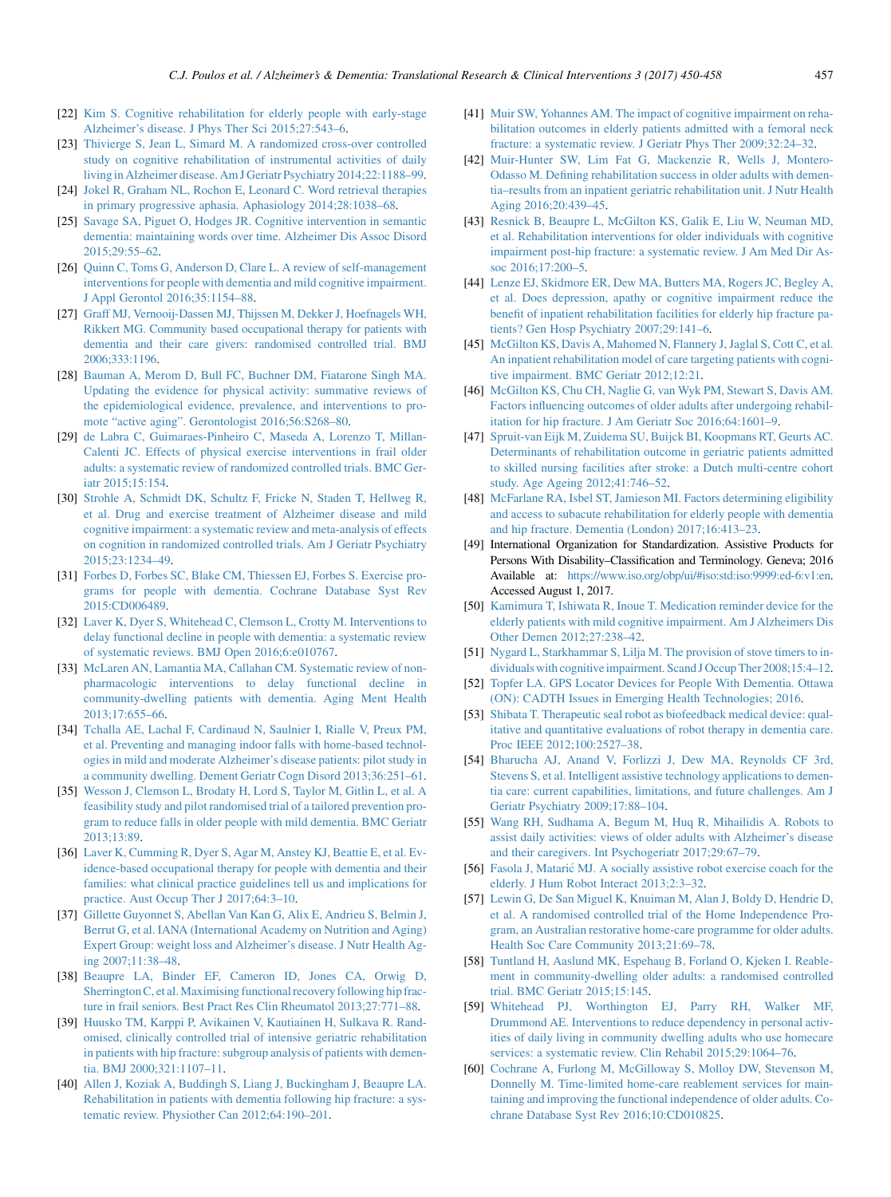[22] Kim S. Cognitive rehabilitation for elderly people with early-stage Alzheimer's disease. J Phys Ther Sci 2015;27:543–6.

[23] Thivierge S, Jean L, Simard M. A randomized cross-over controlled study on cognitive rehabilitation of instrumental activities of daily living in Alzheimer disease. Am J Geriatr Psychiatry 2014;22:1188–99.

[24] Jokel R, Graham NL, Rochon E, Leonard C. Word retrieval therapies in primary progressive aphasia. Aphasiology 2014;28:1038–68.

[25] Savage SA, Piguet O, Hodges JR. Cognitive intervention in semantic dementia: maintaining words over time. Alzheimer Dis Assoc Disord 2015;29:55–62.

[26] Quinn C, Toms G, Anderson D, Clare L. A review of self-management interventions for people with dementia and mild cognitive impairment. J Appl Gerontol 2016;35:1154–88.

[27] Graff MJ, Vernooij-Dassen MJ, Thijssen M, Dekker J, Hoefnagels WH, Rikkert MG. Community based occupational therapy for patients with dementia and their care givers: randomised controlled trial. BMJ 2006;333:1196.

[28] Bauman A, Merom D, Bull FC, Buchner DM, Fiatarone Singh MA. Updating the evidence for physical activity: summative reviews of the epidemiological evidence, prevalence, and interventions to promote "active aging". Gerontologist 2016;56:S268–80.

[29] de Labra C, Guimaraes-Pinheiro C, Maseda A, Lorenzo T, Millan-Calenti JC. Effects of physical exercise interventions in frail older adults: a systematic review of randomized controlled trials. BMC Geriatr 2015;15:154.

[30] Strohle A, Schmidt DK, Schultz F, Fricke N, Staden T, Hellweg R, et al. Drug and exercise treatment of Alzheimer disease and mild cognitive impairment: a systematic review and meta-analysis of effects on cognition in randomized controlled trials. Am J Geriatr Psychiatry 2015;23:1234–49.

[31] Forbes D, Forbes SC, Blake CM, Thiessen EJ, Forbes S. Exercise programs for people with dementia. Cochrane Database Syst Rev 2015:CD006489.

[32] Laver K, Dyer S, Whitehead C, Clemson L, Crotty M. Interventions to delay functional decline in people with dementia: a systematic review of systematic reviews. BMJ Open 2016;6:e010767.

[33] McLaren AN, Lamantia MA, Callahan CM. Systematic review of non-pharmacologic interventions to delay functional decline in community-dwelling patients with dementia. Aging Ment Health 2013;17:655–66.

[34] Tchalla AE, Lachal F, Cardinaud N, Saulnier I, Rialle V, Preux PM, et al. Preventing and managing indoor falls with home-based technologies in mild and moderate Alzheimer's disease patients: pilot study in a community dwelling. Dement Geriatr Cogn Disord 2013;36:251–61.

[35] Wesson J, Clemson L, Brodaty H, Lord S, Taylor M, Gitlin L, et al. A feasibility study and pilot randomised trial of a tailored prevention program to reduce falls in older people with mild dementia. BMC Geriatr 2013;13:89.

[36] Laver K, Cumming R, Dyer S, Agar M, Anstey KJ, Beattie E, et al. Evidence-based occupational therapy for people with dementia and their families: what clinical practice guidelines tell us and implications for practice. Aust Occup Ther J 2017;64:3–10.

[37] Gillette Guyonnet S, Abellan Van Kan G, Alix E, Andrieu S, Belmin J, Berrut G, et al. IANA (International Academy on Nutrition and Aging) Expert Group: weight loss and Alzheimer's disease. J Nutr Health Aging 2007;11:38–48.

[38] Beaupre LA, Binder EF, Cameron ID, Jones CA, Orwig D, Sherrington C, et al. Maximising functional recovery following hip fracture in frail seniors. Best Pract Res Clin Rheumatol 2013;27:771–88.

[39] Huusko TM, Karppi P, Avikainen V, Kautiainen H, Sulkava R. Randomised, clinically controlled trial of intensive geriatric rehabilitation in patients with hip fracture: subgroup analysis of patients with dementia. BMJ 2000;321:1107–11.

[40] Allen J, Koziak A, Buddingh S, Liang J, Buckingham J, Beaupre LA. Rehabilitation in patients with dementia following hip fracture: a systematic review. Physiother Can 2012;64:190–201.

[41] Muir SW, Yohannes AM. The impact of cognitive impairment on rehabilitation outcomes in elderly patients admitted with a femoral neck fracture: a systematic review. J Geriatr Phys Ther 2009;32:24–32.

[42] Muir-Hunter SW, Lim Fat G, Mackenzie R, Wells J, Montero-Odasso M. Defining rehabilitation success in older adults with dementia–results from an inpatient geriatric rehabilitation unit. J Nutr Health Aging 2016;20:439–45.

[43] Resnick B, Beaupre L, McGilton KS, Galik E, Liu W, Neuman MD, et al. Rehabilitation interventions for older individuals with cognitive impairment post-hip fracture: a systematic review. J Am Med Dir Assoc 2016;17:200–5.

[44] Lenze EJ, Skidmore ER, Dew MA, Butters MA, Rogers JC, Begley A, et al. Does depression, apathy or cognitive impairment reduce the benefit of inpatient rehabilitation facilities for elderly hip fracture patients? Gen Hosp Psychiatry 2007;29:141–6.

[45] McGilton KS, Davis A, Mahomed N, Flannery J, Jaglal S, Cott C, et al. An inpatient rehabilitation model of care targeting patients with cognitive impairment. BMC Geriatr 2012;12:21.

[46] McGilton KS, Chu CH, Naglie G, van Wyk PM, Stewart S, Davis AM. Factors influencing outcomes of older adults after undergoing rehabilitation for hip fracture. J Am Geriatr Soc 2016;64:1601–9.

[47] Spruit-van Eijk M, Zuidema SU, Buijck BI, Koopmans RT, Geurts AC. Determinants of rehabilitation outcome in geriatric patients admitted to skilled nursing facilities after stroke: a Dutch multi-centre cohort study. Age Ageing 2012;41:746–52.

[48] McFarlane RA, Isbel ST, Jamieson MI. Factors determining eligibility and access to subacute rehabilitation for elderly people with dementia and hip fracture. Dementia (London) 2017;16:413–23.

[49] International Organization for Standardization. Assistive Products for Persons With Disability–Classification and Terminology. Geneva; 2016 Available at: https://www.iso.org/obp/ui/#iso:std:iso:9999:ed-6:v1:en. Accessed August 1, 2017.

[50] Kamimura T, Ishiwata R, Inoue T. Medication reminder device for the elderly patients with mild cognitive impairment. Am J Alzheimers Dis Other Demen 2012;27:238–42.

[51] Nygard L, Starkhammar S, Lilja M. The provision of stove timers to individuals with cognitive impairment. Scand J Occup Ther 2008;15:4–12.

[52] Topfer LA. GPS Locator Devices for People With Dementia. Ottawa (ON): CADTH Issues in Emerging Health Technologies; 2016.

[53] Shibata T. Therapeutic seal robot as biofeedback medical device: qualitative and quantitative evaluations of robot therapy in dementia care. Proc IEEE 2012;100:2527–38.

[54] Bharucha AJ, Anand V, Forlizzi J, Dew MA, Reynolds CF 3rd, Stevens S, et al. Intelligent assistive technology applications to dementia care: current capabilities, limitations, and future challenges. Am J Geriatr Psychiatry 2009;17:88–104.

[55] Wang RH, Sudhama A, Begum M, Huq R, Mihailidis A. Robots to assist daily activities: views of older adults with Alzheimer's disease and their caregivers. Int Psychogeriatr 2017;29:67–79.

[56] Fasola J, Matarić MJ. A socially assistive robot exercise coach for the elderly. J Hum Robot Interact 2013;2:3–32.

[57] Lewin G, De San Miguel K, Knuiman M, Alan J, Boldy D, Hendrie D, et al. A randomised controlled trial of the Home Independence Program, an Australian restorative home-care programme for older adults. Health Soc Care Community 2013;21:69–78.

[58] Tuntland H, Aaslund MK, Espehaug B, Forland O, Kjeken I. Reablement in community-dwelling older adults: a randomised controlled trial. BMC Geriatr 2015;15:145.

[59] Whitehead PJ, Worthington EJ, Parry RH, Walker MF, Drummond AE. Interventions to reduce dependency in personal activities of daily living in community dwelling adults who use homecare services: a systematic review. Clin Rehabil 2015;29:1064–76.

[60] Cochrane A, Furlong M, McGilloway S, Molloy DW, Stevenson M, Donnelly M. Time-limited home-care reablement services for maintaining and improving the functional independence of older adults. Cochrane Database Syst Rev 2016;10:CD010825.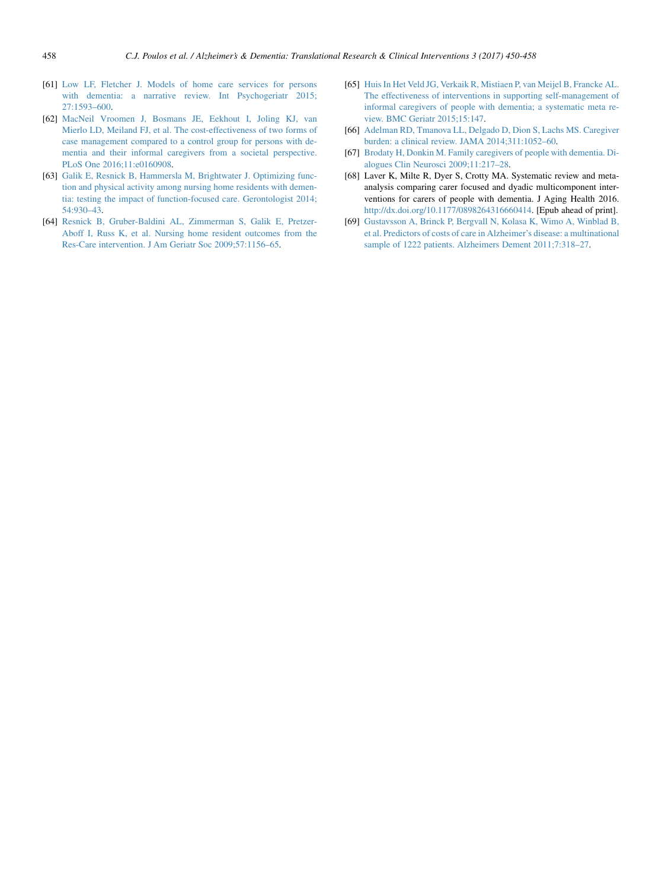[61] Low LF, Fletcher J. Models of home care services for persons with dementia: a narrative review. Int Psychogeriatr 2015; 27:1593–600.

[62] MacNeil Vroomen J, Bosmans JE, Eekhout I, Joling KJ, van Mierlo LD, Meiland FJ, et al. The cost-effectiveness of two forms of case management compared to a control group for persons with dementia and their informal caregivers from a societal perspective. PLoS One 2016;11:e0160908.

[63] Galik E, Resnick B, Hammersla M, Brightwater J. Optimizing function and physical activity among nursing home residents with dementia: testing the impact of function-focused care. Gerontologist 2014; 54:930–43.

[64] Resnick B, Gruber-Baldini AL, Zimmerman S, Galik E, Pretzer-Aboff I, Russ K, et al. Nursing home resident outcomes from the Res-Care intervention. J Am Geriatr Soc 2009;57:1156–65.

[65] Huis In Het Veld JG, Verkaik R, Mistiaen P, van Meijel B, Francke AL. The effectiveness of interventions in supporting self-management of informal caregivers of people with dementia; a systematic meta review. BMC Geriatr 2015;15:147.

[66] Adelman RD, Tmanova LL, Delgado D, Dion S, Lachs MS. Caregiver burden: a clinical review. JAMA 2014;311:1052–60.

[67] Brodaty H, Donkin M. Family caregivers of people with dementia. Dialogues Clin Neurosci 2009;11:217–28.

[68] Laver K, Milte R, Dyer S, Crotty MA. Systematic review and meta-analysis comparing carer focused and dyadic multicomponent interventions for carers of people with dementia. J Aging Health 2016. http://dx.doi.org/10.1177/0898264316660414. [Epub ahead of print].

[69] Gustavsson A, Brinck P, Bergvall N, Kolasa K, Wimo A, Winblad B, et al. Predictors of costs of care in Alzheimer's disease: a multinational sample of 1222 patients. Alzheimers Dement 2011;7:318–27.